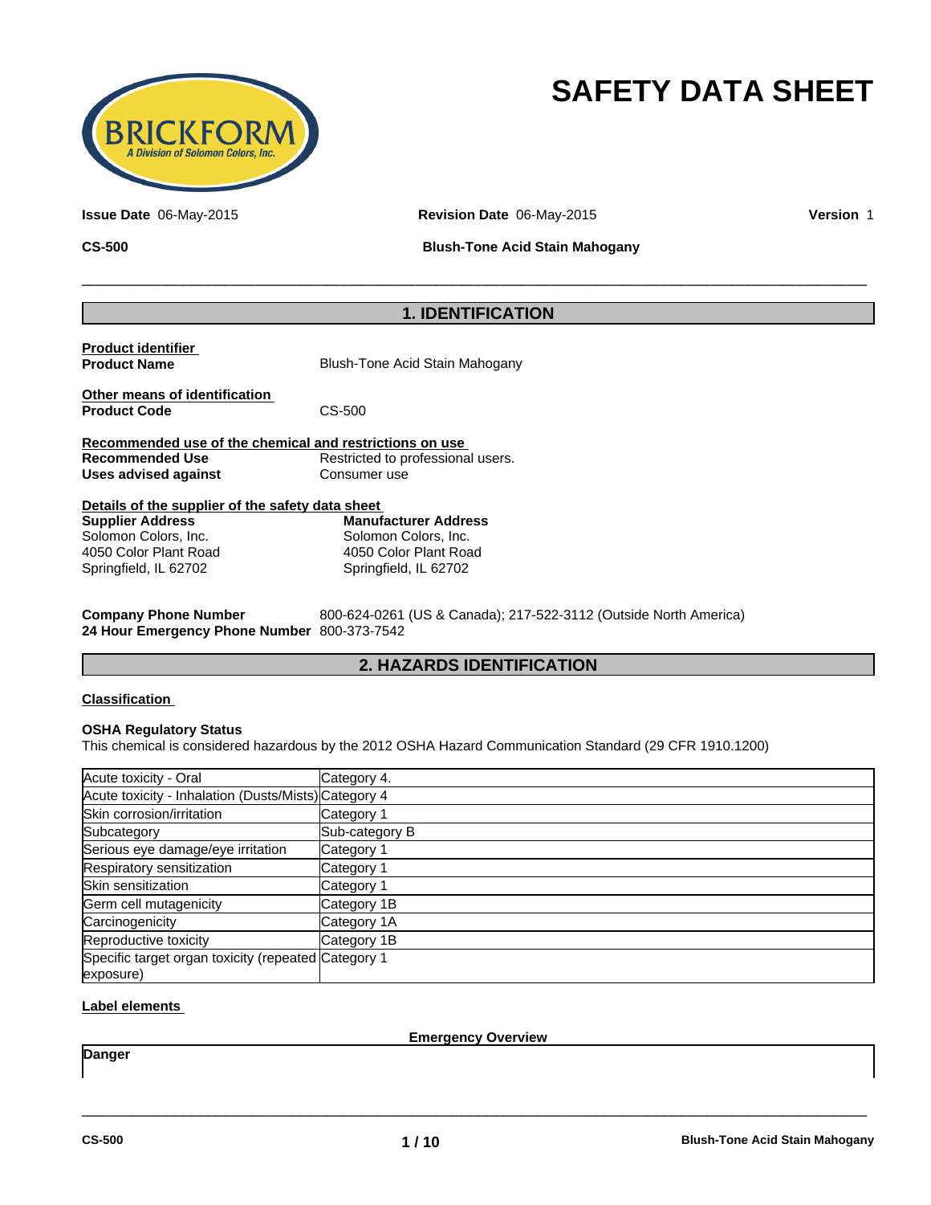# SAFETY DATA SHEET

**Issue Date** 06-May-2015 **Revision Date** 06-May-2015 **Version** 1

**CS-500** **Blush-Tone Acid Stain Mahogany**

## 1. IDENTIFICATION

**Product identifier**

**Product Name** Blush-Tone Acid Stain Mahogany

**Other means of identification**

**Product Code** CS-500

**Recommended use of the chemical and restrictions on use**

**Recommended Use** Restricted to professional users.

**Uses advised against** Consumer use

**Details of the supplier of the safety data sheet**

**Supplier Address**
Solomon Colors, Inc.
4050 Color Plant Road
Springfield, IL 62702

**Manufacturer Address**
Solomon Colors, Inc.
4050 Color Plant Road
Springfield, IL 62702

**Company Phone Number** 800-624-0261 (US & Canada); 217-522-3112 (Outside North America)

**24 Hour Emergency Phone Number** 800-373-7542

## 2. HAZARDS IDENTIFICATION

**Classification**

**OSHA Regulatory Status**

This chemical is considered hazardous by the 2012 OSHA Hazard Communication Standard (29 CFR 1910.1200)

| | |
|---|---|
| Acute toxicity - Oral | Category 4. |
| Acute toxicity - Inhalation (Dusts/Mists) | Category 4 |
| Skin corrosion/irritation | Category 1 |
| Subcategory | Sub-category B |
| Serious eye damage/eye irritation | Category 1 |
| Respiratory sensitization | Category 1 |
| Skin sensitization | Category 1 |
| Germ cell mutagenicity | Category 1B |
| Carcinogenicity | Category 1A |
| Reproductive toxicity | Category 1B |
| Specific target organ toxicity (repeated exposure) | Category 1 |

**Label elements**

**Emergency Overview**

**Danger**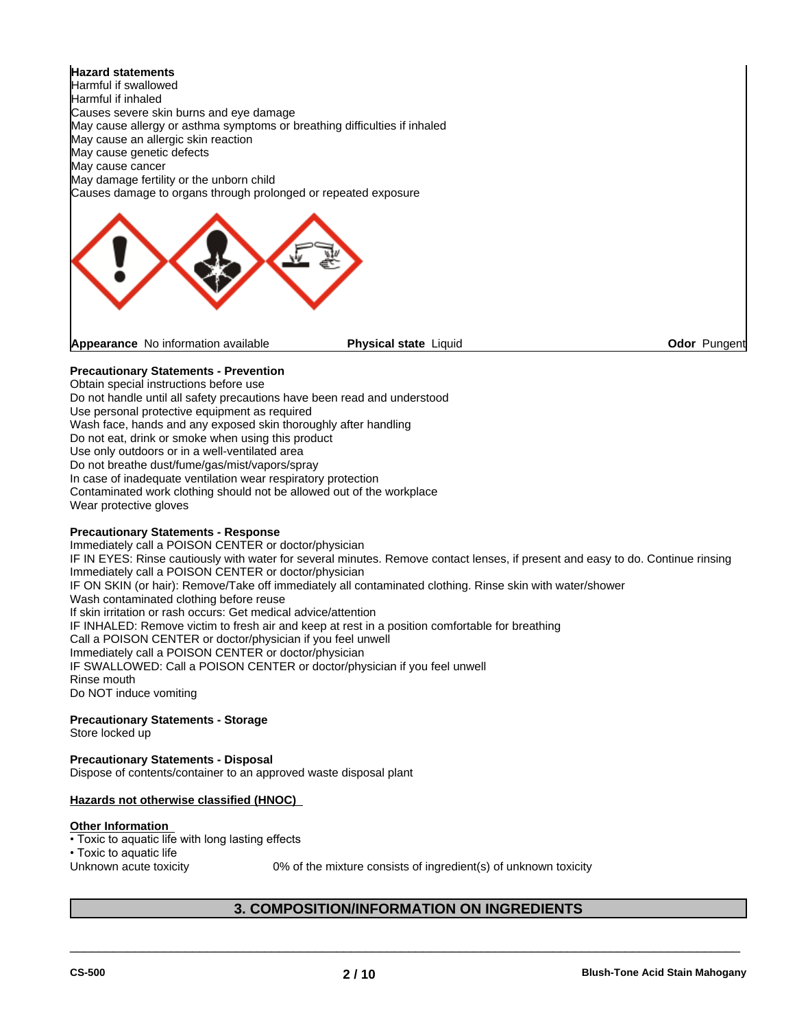**Hazard statements**
Harmful if swallowed
Harmful if inhaled
Causes severe skin burns and eye damage
May cause allergy or asthma symptoms or breathing difficulties if inhaled
May cause an allergic skin reaction
May cause genetic defects
May cause cancer
May damage fertility or the unborn child
Causes damage to organs through prolonged or repeated exposure

**Appearance** No information available  **Physical state** Liquid  **Odor** Pungent

**Precautionary Statements - Prevention**
Obtain special instructions before use
Do not handle until all safety precautions have been read and understood
Use personal protective equipment as required
Wash face, hands and any exposed skin thoroughly after handling
Do not eat, drink or smoke when using this product
Use only outdoors or in a well-ventilated area
Do not breathe dust/fume/gas/mist/vapors/spray
In case of inadequate ventilation wear respiratory protection
Contaminated work clothing should not be allowed out of the workplace
Wear protective gloves

**Precautionary Statements - Response**
Immediately call a POISON CENTER or doctor/physician
IF IN EYES: Rinse cautiously with water for several minutes. Remove contact lenses, if present and easy to do. Continue rinsing
Immediately call a POISON CENTER or doctor/physician
IF ON SKIN (or hair): Remove/Take off immediately all contaminated clothing. Rinse skin with water/shower
Wash contaminated clothing before reuse
If skin irritation or rash occurs: Get medical advice/attention
IF INHALED: Remove victim to fresh air and keep at rest in a position comfortable for breathing
Call a POISON CENTER or doctor/physician if you feel unwell
Immediately call a POISON CENTER or doctor/physician
IF SWALLOWED: Call a POISON CENTER or doctor/physician if you feel unwell
Rinse mouth
Do NOT induce vomiting

**Precautionary Statements - Storage**
Store locked up

**Precautionary Statements - Disposal**
Dispose of contents/container to an approved waste disposal plant

**Hazards not otherwise classified (HNOC)**

**Other Information**
- Toxic to aquatic life with long lasting effects
- Toxic to aquatic life

Unknown acute toxicity  0% of the mixture consists of ingredient(s) of unknown toxicity

## 3. COMPOSITION/INFORMATION ON INGREDIENTS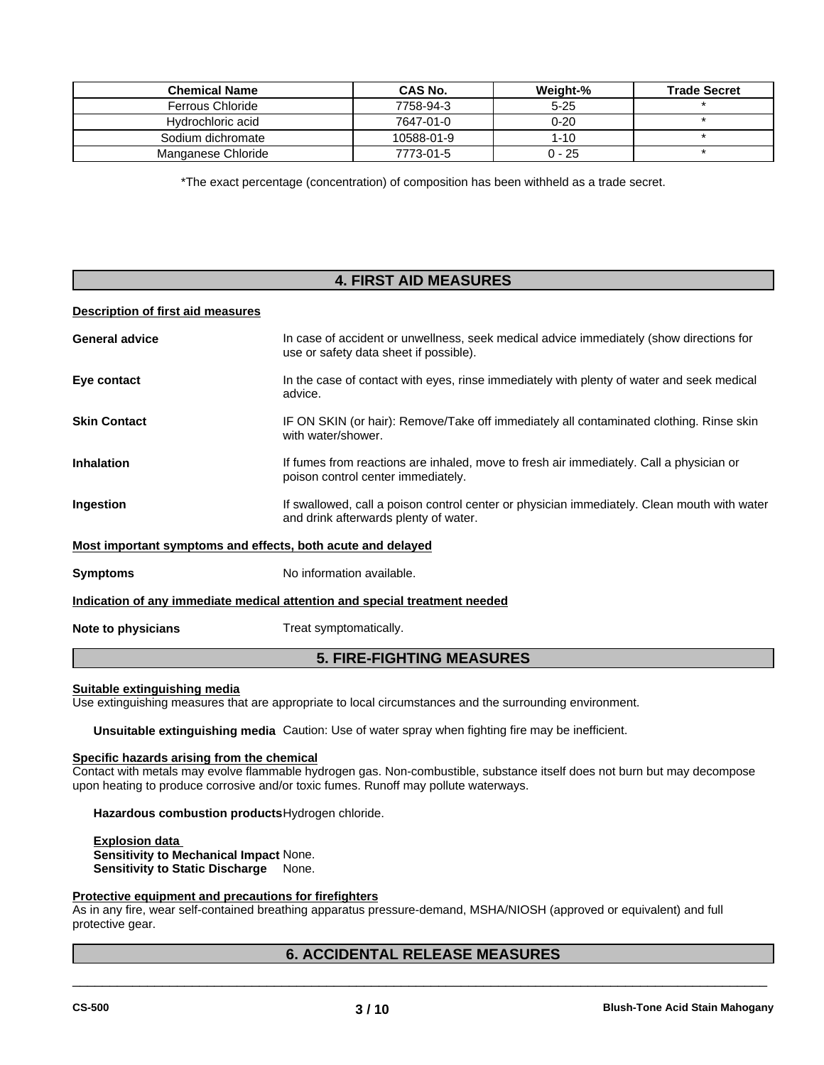| Chemical Name | CAS No. | Weight-% | Trade Secret |
| --- | --- | --- | --- |
| Ferrous Chloride | 7758-94-3 | 5-25 | * |
| Hydrochloric acid | 7647-01-0 | 0-20 | * |
| Sodium dichromate | 10588-01-9 | 1-10 | * |
| Manganese Chloride | 7773-01-5 | 0 - 25 | * |

*The exact percentage (concentration) of composition has been withheld as a trade secret.

## 4. FIRST AID MEASURES

**Description of first aid measures**

**General advice**: In case of accident or unwellness, seek medical advice immediately (show directions for use or safety data sheet if possible).

**Eye contact**: In the case of contact with eyes, rinse immediately with plenty of water and seek medical advice.

**Skin Contact**: IF ON SKIN (or hair): Remove/Take off immediately all contaminated clothing. Rinse skin with water/shower.

**Inhalation**: If fumes from reactions are inhaled, move to fresh air immediately. Call a physician or poison control center immediately.

**Ingestion**: If swallowed, call a poison control center or physician immediately. Clean mouth with water and drink afterwards plenty of water.

**Most important symptoms and effects, both acute and delayed**

**Symptoms**: No information available.

**Indication of any immediate medical attention and special treatment needed**

**Note to physicians**: Treat symptomatically.

## 5. FIRE-FIGHTING MEASURES

**Suitable extinguishing media**

Use extinguishing measures that are appropriate to local circumstances and the surrounding environment.

**Unsuitable extinguishing media** Caution: Use of water spray when fighting fire may be inefficient.

**Specific hazards arising from the chemical**

Contact with metals may evolve flammable hydrogen gas. Non-combustible, substance itself does not burn but may decompose upon heating to produce corrosive and/or toxic fumes. Runoff may pollute waterways.

**Hazardous combustion products** Hydrogen chloride.

**Explosion data**
**Sensitivity to Mechanical Impact** None.
**Sensitivity to Static Discharge** None.

**Protective equipment and precautions for firefighters**

As in any fire, wear self-contained breathing apparatus pressure-demand, MSHA/NIOSH (approved or equivalent) and full protective gear.

## 6. ACCIDENTAL RELEASE MEASURES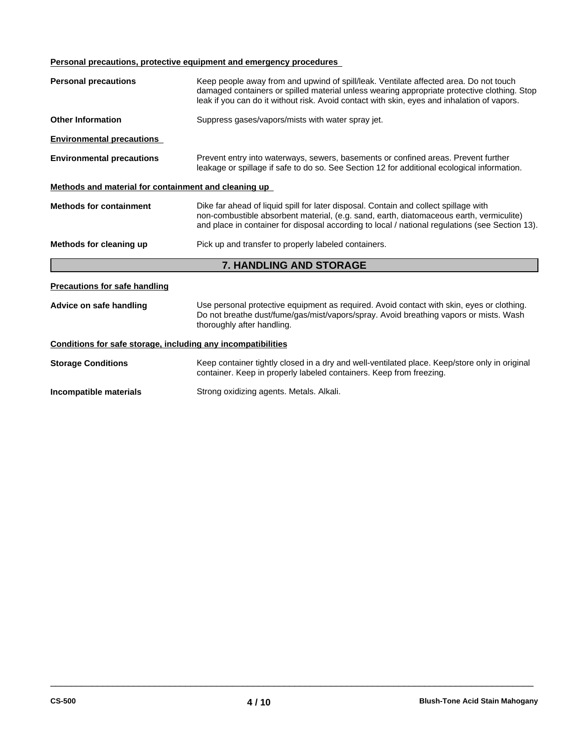#### Personal precautions, protective equipment and emergency procedures

**Personal precautions** Keep people away from and upwind of spill/leak. Ventilate affected area. Do not touch damaged containers or spilled material unless wearing appropriate protective clothing. Stop leak if you can do it without risk. Avoid contact with skin, eyes and inhalation of vapors.

**Other Information** Suppress gases/vapors/mists with water spray jet.

#### Environmental precautions

**Environmental precautions** Prevent entry into waterways, sewers, basements or confined areas. Prevent further leakage or spillage if safe to do so. See Section 12 for additional ecological information.

#### Methods and material for containment and cleaning up

**Methods for containment** Dike far ahead of liquid spill for later disposal. Contain and collect spillage with non-combustible absorbent material, (e.g. sand, earth, diatomaceous earth, vermiculite) and place in container for disposal according to local / national regulations (see Section 13).

**Methods for cleaning up** Pick up and transfer to properly labeled containers.

## 7. HANDLING AND STORAGE

#### Precautions for safe handling

**Advice on safe handling** Use personal protective equipment as required. Avoid contact with skin, eyes or clothing. Do not breathe dust/fume/gas/mist/vapors/spray. Avoid breathing vapors or mists. Wash thoroughly after handling.

#### Conditions for safe storage, including any incompatibilities

**Storage Conditions** Keep container tightly closed in a dry and well-ventilated place. Keep/store only in original container. Keep in properly labeled containers. Keep from freezing.

**Incompatible materials** Strong oxidizing agents. Metals. Alkali.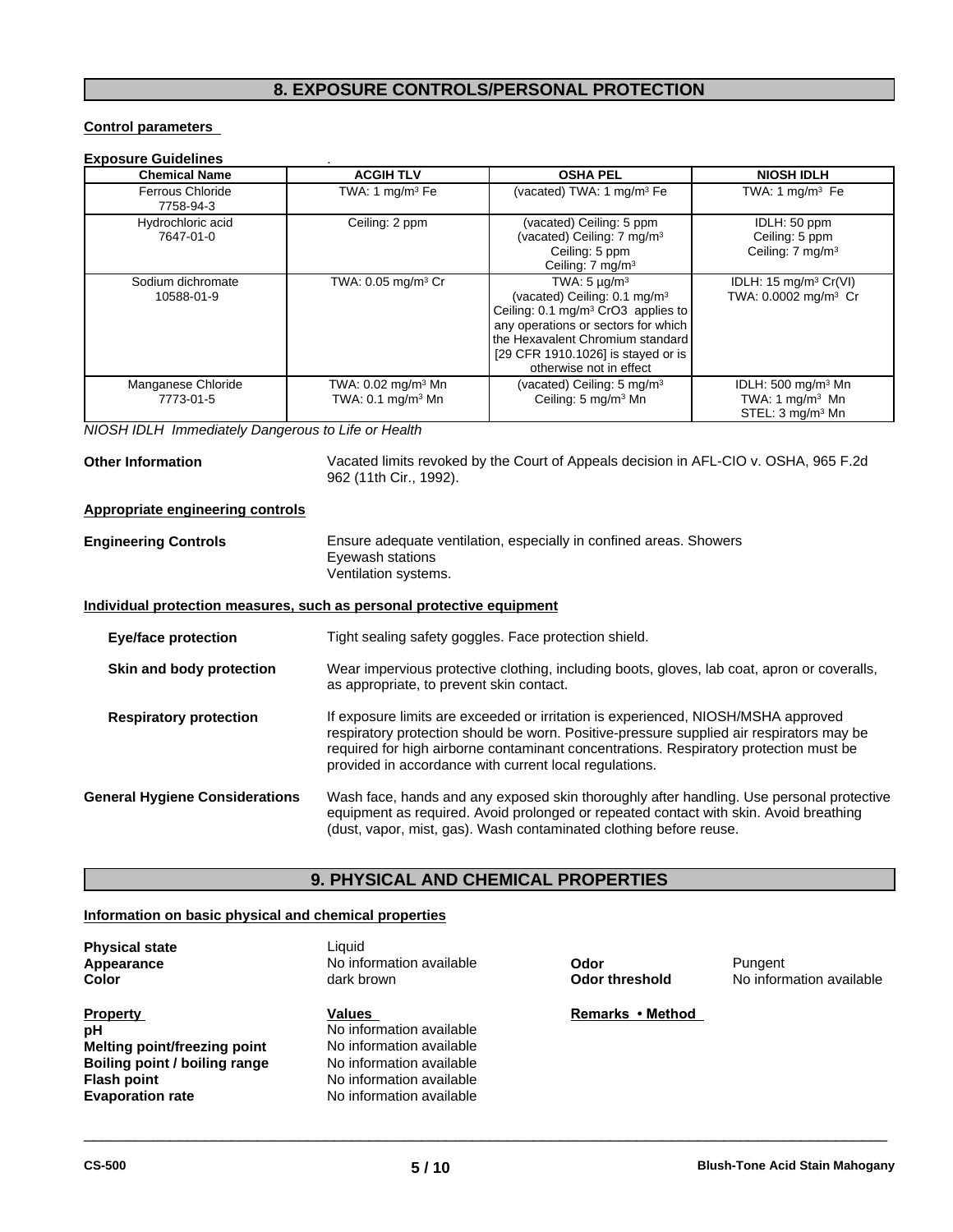## 8. EXPOSURE CONTROLS/PERSONAL PROTECTION

**Control parameters**

**Exposure Guidelines** .

| Chemical Name | ACGIH TLV | OSHA PEL | NIOSH IDLH |
|---|---|---|---|
| Ferrous Chloride<br>7758-94-3 | TWA: 1 mg/m³ Fe | (vacated) TWA: 1 mg/m³ Fe | TWA: 1 mg/m³ Fe |
| Hydrochloric acid<br>7647-01-0 | Ceiling: 2 ppm | (vacated) Ceiling: 5 ppm<br>(vacated) Ceiling: 7 mg/m³<br>Ceiling: 5 ppm<br>Ceiling: 7 mg/m³ | IDLH: 50 ppm<br>Ceiling: 5 ppm<br>Ceiling: 7 mg/m³ |
| Sodium dichromate<br>10588-01-9 | TWA: 0.05 mg/m³ Cr | TWA: 5 µg/m³<br>(vacated) Ceiling: 0.1 mg/m³<br>Ceiling: 0.1 mg/m³ CrO3 applies to any operations or sectors for which the Hexavalent Chromium standard [29 CFR 1910.1026] is stayed or is otherwise not in effect | IDLH: 15 mg/m³ Cr(VI)<br>TWA: 0.0002 mg/m³ Cr |
| Manganese Chloride<br>7773-01-5 | TWA: 0.02 mg/m³ Mn<br>TWA: 0.1 mg/m³ Mn | (vacated) Ceiling: 5 mg/m³<br>Ceiling: 5 mg/m³ Mn | IDLH: 500 mg/m³ Mn<br>TWA: 1 mg/m³ Mn<br>STEL: 3 mg/m³ Mn |

*NIOSH IDLH Immediately Dangerous to Life or Health*

**Other Information** Vacated limits revoked by the Court of Appeals decision in AFL-CIO v. OSHA, 965 F.2d 962 (11th Cir., 1992).

**Appropriate engineering controls**

**Engineering Controls** Ensure adequate ventilation, especially in confined areas. Showers
Eyewash stations
Ventilation systems.

**Individual protection measures, such as personal protective equipment**

**Eye/face protection** Tight sealing safety goggles. Face protection shield.

**Skin and body protection** Wear impervious protective clothing, including boots, gloves, lab coat, apron or coveralls, as appropriate, to prevent skin contact.

**Respiratory protection** If exposure limits are exceeded or irritation is experienced, NIOSH/MSHA approved respiratory protection should be worn. Positive-pressure supplied air respirators may be required for high airborne contaminant concentrations. Respiratory protection must be provided in accordance with current local regulations.

**General Hygiene Considerations** Wash face, hands and any exposed skin thoroughly after handling. Use personal protective equipment as required. Avoid prolonged or repeated contact with skin. Avoid breathing (dust, vapor, mist, gas). Wash contaminated clothing before reuse.

## 9. PHYSICAL AND CHEMICAL PROPERTIES

**Information on basic physical and chemical properties**

**Physical state** Liquid
**Appearance** No information available
**Color** dark brown
**Odor** Pungent
**Odor threshold** No information available

| Property | Values | Remarks • Method |
|---|---|---|
| **pH** | No information available | |
| **Melting point/freezing point** | No information available | |
| **Boiling point / boiling range** | No information available | |
| **Flash point** | No information available | |
| **Evaporation rate** | No information available | |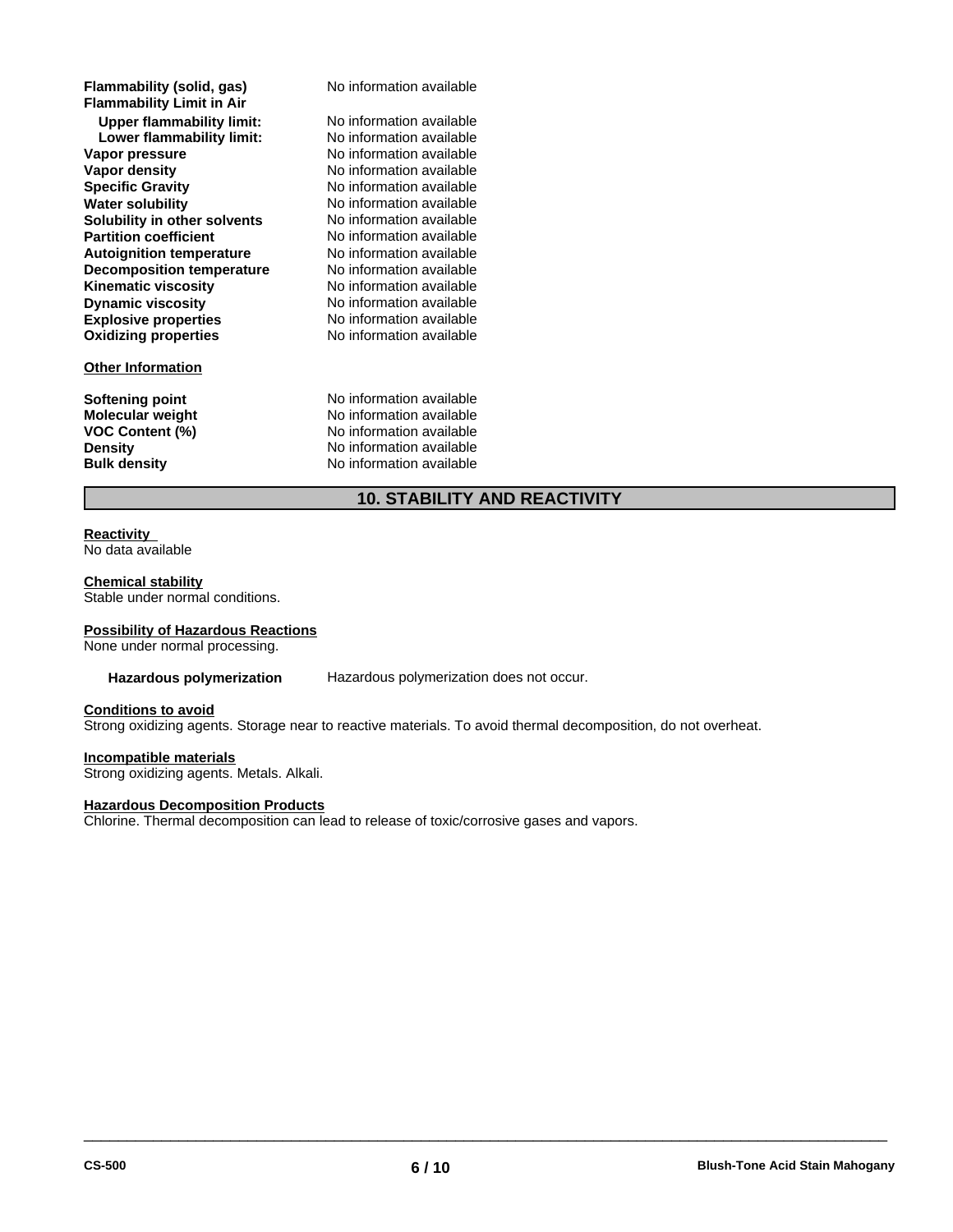| | |
|---|---|
| **Flammability (solid, gas)** | No information available |
| **Flammability Limit in Air** | |
| **Upper flammability limit:** | No information available |
| **Lower flammability limit:** | No information available |
| **Vapor pressure** | No information available |
| **Vapor density** | No information available |
| **Specific Gravity** | No information available |
| **Water solubility** | No information available |
| **Solubility in other solvents** | No information available |
| **Partition coefficient** | No information available |
| **Autoignition temperature** | No information available |
| **Decomposition temperature** | No information available |
| **Kinematic viscosity** | No information available |
| **Dynamic viscosity** | No information available |
| **Explosive properties** | No information available |
| **Oxidizing properties** | No information available |

**Other Information**

| | |
|---|---|
| **Softening point** | No information available |
| **Molecular weight** | No information available |
| **VOC Content (%)** | No information available |
| **Density** | No information available |
| **Bulk density** | No information available |

## 10. STABILITY AND REACTIVITY

**Reactivity**
No data available

**Chemical stability**
Stable under normal conditions.

**Possibility of Hazardous Reactions**
None under normal processing.

**Hazardous polymerization** Hazardous polymerization does not occur.

**Conditions to avoid**
Strong oxidizing agents. Storage near to reactive materials. To avoid thermal decomposition, do not overheat.

**Incompatible materials**
Strong oxidizing agents. Metals. Alkali.

**Hazardous Decomposition Products**
Chlorine. Thermal decomposition can lead to release of toxic/corrosive gases and vapors.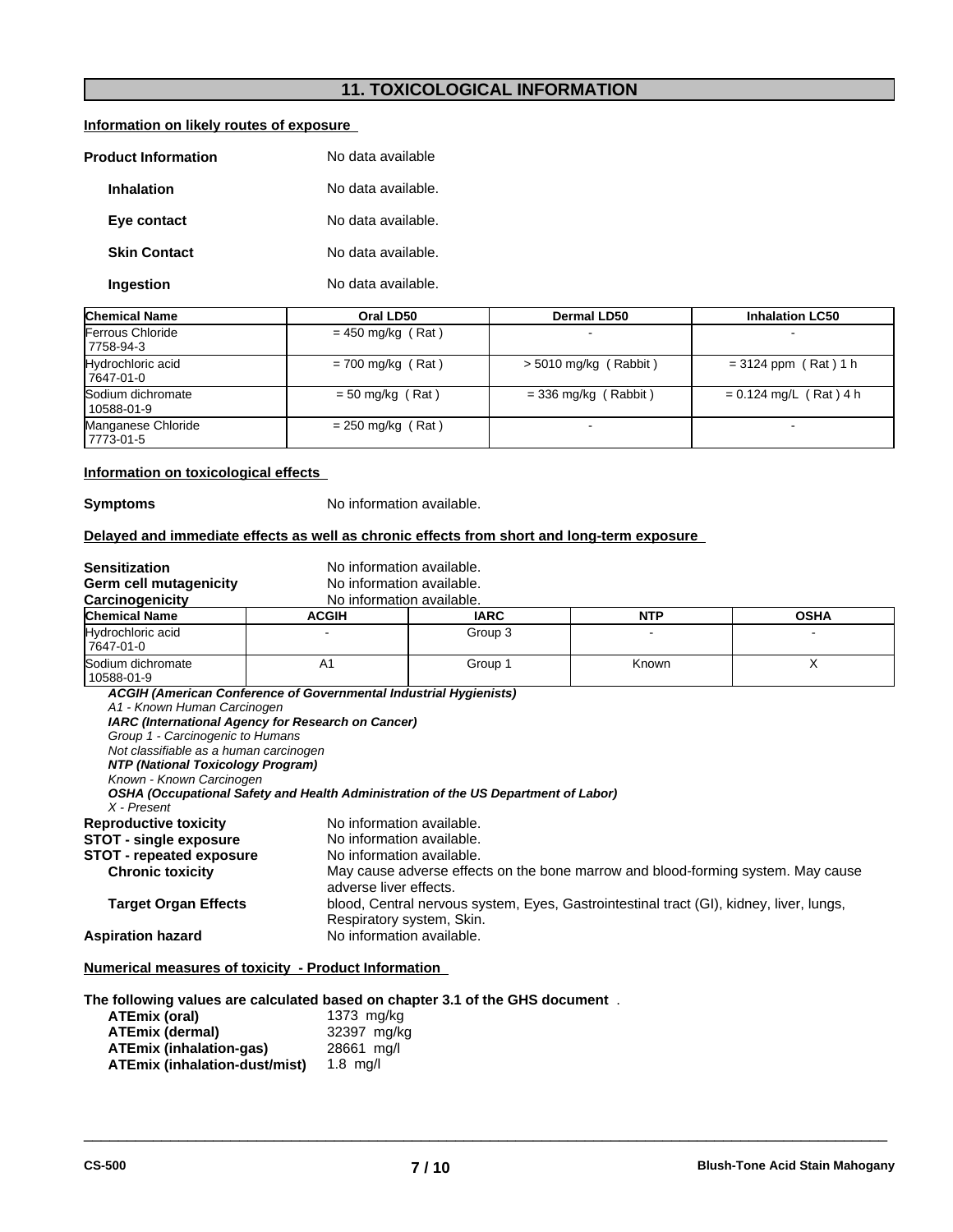## 11. TOXICOLOGICAL INFORMATION

**Information on likely routes of exposure**

**Product Information** No data available

**Inhalation** No data available.

**Eye contact** No data available.

**Skin Contact** No data available.

**Ingestion** No data available.

| Chemical Name | Oral LD50 | Dermal LD50 | Inhalation LC50 |
|---|---|---|---|
| Ferrous Chloride 7758-94-3 | = 450 mg/kg ( Rat ) | - | - |
| Hydrochloric acid 7647-01-0 | = 700 mg/kg ( Rat ) | > 5010 mg/kg ( Rabbit ) | = 3124 ppm ( Rat ) 1 h |
| Sodium dichromate 10588-01-9 | = 50 mg/kg ( Rat ) | = 336 mg/kg ( Rabbit ) | = 0.124 mg/L ( Rat ) 4 h |
| Manganese Chloride 7773-01-5 | = 250 mg/kg ( Rat ) | - | - |

**Information on toxicological effects**

**Symptoms** No information available.

**Delayed and immediate effects as well as chronic effects from short and long-term exposure**

**Sensitization** No information available.
**Germ cell mutagenicity** No information available.
**Carcinogenicity** No information available.

| Chemical Name | ACGIH | IARC | NTP | OSHA |
|---|---|---|---|---|
| Hydrochloric acid 7647-01-0 | - | Group 3 | - | - |
| Sodium dichromate 10588-01-9 | A1 | Group 1 | Known | X |

***ACGIH (American Conference of Governmental Industrial Hygienists)***
*A1 - Known Human Carcinogen*
***IARC (International Agency for Research on Cancer)***
*Group 1 - Carcinogenic to Humans*
*Not classifiable as a human carcinogen*
***NTP (National Toxicology Program)***
*Known - Known Carcinogen*
***OSHA (Occupational Safety and Health Administration of the US Department of Labor)***
*X - Present*

**Reproductive toxicity** No information available.
**STOT - single exposure** No information available.
**STOT - repeated exposure** No information available.
**Chronic toxicity** May cause adverse effects on the bone marrow and blood-forming system. May cause adverse liver effects.
**Target Organ Effects** blood, Central nervous system, Eyes, Gastrointestinal tract (GI), kidney, liver, lungs, Respiratory system, Skin.
**Aspiration hazard** No information available.

**Numerical measures of toxicity - Product Information**

**The following values are calculated based on chapter 3.1 of the GHS document** .

**ATEmix (oral)** 1373 mg/kg
**ATEmix (dermal)** 32397 mg/kg
**ATEmix (inhalation-gas)** 28661 mg/l
**ATEmix (inhalation-dust/mist)** 1.8 mg/l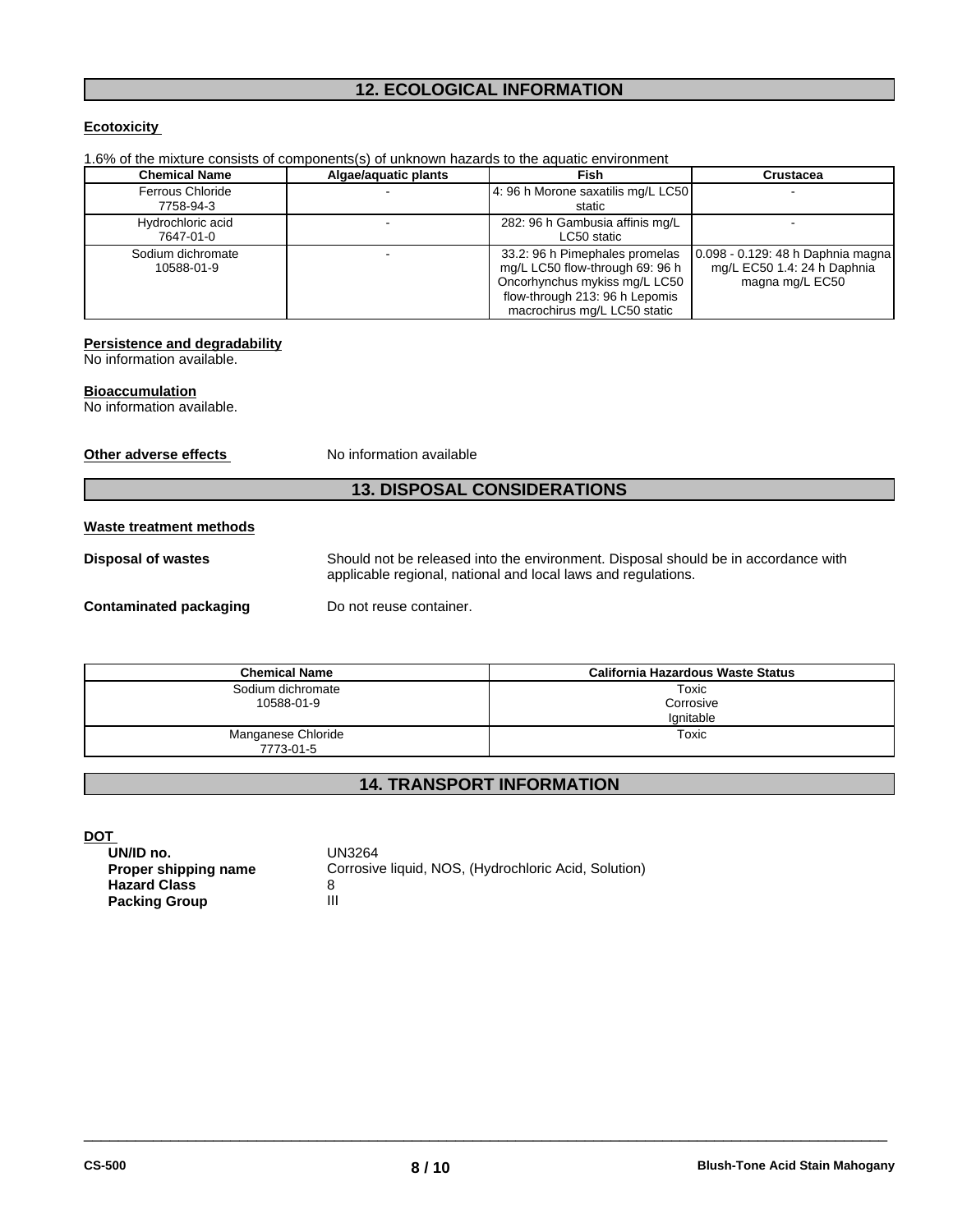## 12. ECOLOGICAL INFORMATION

**Ecotoxicity**

1.6% of the mixture consists of components(s) of unknown hazards to the aquatic environment

| Chemical Name | Algae/aquatic plants | Fish | Crustacea |
|---|---|---|---|
| Ferrous Chloride 7758-94-3 | - | 4: 96 h Morone saxatilis mg/L LC50 static | - |
| Hydrochloric acid 7647-01-0 | - | 282: 96 h Gambusia affinis mg/L LC50 static | - |
| Sodium dichromate 10588-01-9 | - | 33.2: 96 h Pimephales promelas mg/L LC50 flow-through 69: 96 h Oncorhynchus mykiss mg/L LC50 flow-through 213: 96 h Lepomis macrochirus mg/L LC50 static | 0.098 - 0.129: 48 h Daphnia magna mg/L EC50 1.4: 24 h Daphnia magna mg/L EC50 |

**Persistence and degradability**
No information available.

**Bioaccumulation**
No information available.

**Other adverse effects** No information available

## 13. DISPOSAL CONSIDERATIONS

**Waste treatment methods**

**Disposal of wastes** Should not be released into the environment. Disposal should be in accordance with applicable regional, national and local laws and regulations.

**Contaminated packaging** Do not reuse container.

| Chemical Name | California Hazardous Waste Status |
|---|---|
| Sodium dichromate 10588-01-9 | Toxic Corrosive Ignitable |
| Manganese Chloride 7773-01-5 | Toxic |

## 14. TRANSPORT INFORMATION

**DOT**

**UN/ID no.** UN3264
**Proper shipping name** Corrosive liquid, NOS, (Hydrochloric Acid, Solution)
**Hazard Class** 8
**Packing Group** III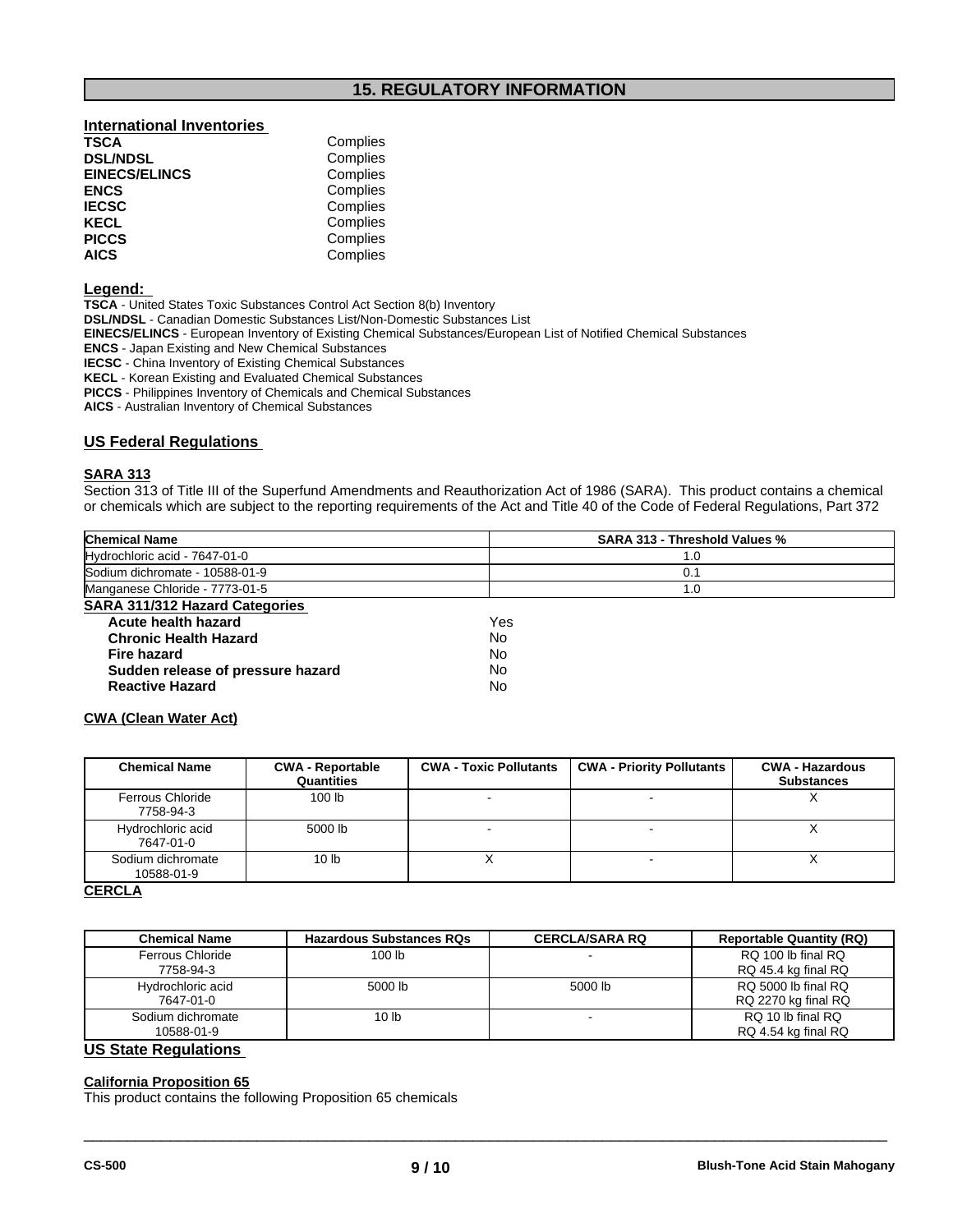## 15. REGULATORY INFORMATION

### International Inventories

| | |
|---|---|
| **TSCA** | Complies |
| **DSL/NDSL** | Complies |
| **EINECS/ELINCS** | Complies |
| **ENCS** | Complies |
| **IECSC** | Complies |
| **KECL** | Complies |
| **PICCS** | Complies |
| **AICS** | Complies |

### Legend:

**TSCA** - United States Toxic Substances Control Act Section 8(b) Inventory
**DSL/NDSL** - Canadian Domestic Substances List/Non-Domestic Substances List
**EINECS/ELINCS** - European Inventory of Existing Chemical Substances/European List of Notified Chemical Substances
**ENCS** - Japan Existing and New Chemical Substances
**IECSC** - China Inventory of Existing Chemical Substances
**KECL** - Korean Existing and Evaluated Chemical Substances
**PICCS** - Philippines Inventory of Chemicals and Chemical Substances
**AICS** - Australian Inventory of Chemical Substances

### US Federal Regulations

#### SARA 313

Section 313 of Title III of the Superfund Amendments and Reauthorization Act of 1986 (SARA). This product contains a chemical or chemicals which are subject to the reporting requirements of the Act and Title 40 of the Code of Federal Regulations, Part 372

| Chemical Name | SARA 313 - Threshold Values % |
|---|---|
| Hydrochloric acid - 7647-01-0 | 1.0 |
| Sodium dichromate - 10588-01-9 | 0.1 |
| Manganese Chloride - 7773-01-5 | 1.0 |

#### SARA 311/312 Hazard Categories

| | |
|---|---|
| **Acute health hazard** | Yes |
| **Chronic Health Hazard** | No |
| **Fire hazard** | No |
| **Sudden release of pressure hazard** | No |
| **Reactive Hazard** | No |

#### CWA (Clean Water Act)

| Chemical Name | CWA - Reportable Quantities | CWA - Toxic Pollutants | CWA - Priority Pollutants | CWA - Hazardous Substances |
|---|---|---|---|---|
| Ferrous Chloride 7758-94-3 | 100 lb | - | - | X |
| Hydrochloric acid 7647-01-0 | 5000 lb | - | - | X |
| Sodium dichromate 10588-01-9 | 10 lb | X | - | X |

#### CERCLA

| Chemical Name | Hazardous Substances RQs | CERCLA/SARA RQ | Reportable Quantity (RQ) |
|---|---|---|---|
| Ferrous Chloride 7758-94-3 | 100 lb | - | RQ 100 lb final RQ RQ 45.4 kg final RQ |
| Hydrochloric acid 7647-01-0 | 5000 lb | 5000 lb | RQ 5000 lb final RQ RQ 2270 kg final RQ |
| Sodium dichromate 10588-01-9 | 10 lb | - | RQ 10 lb final RQ RQ 4.54 kg final RQ |

### US State Regulations

#### California Proposition 65

This product contains the following Proposition 65 chemicals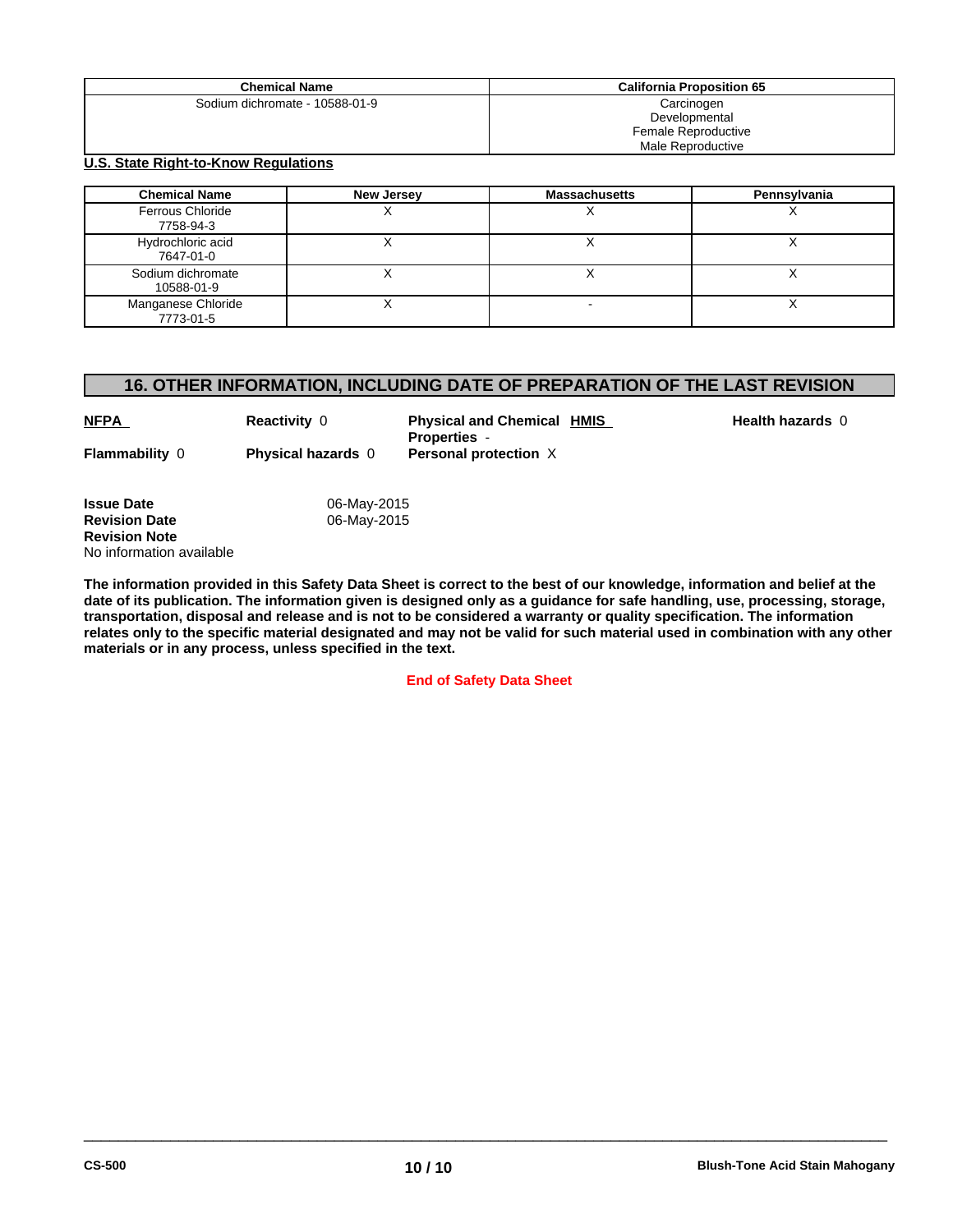| Chemical Name | California Proposition 65 |
| --- | --- |
| Sodium dichromate - 10588-01-9 | Carcinogen<br>Developmental<br>Female Reproductive<br>Male Reproductive |

**U.S. State Right-to-Know Regulations**

| Chemical Name | New Jersey | Massachusetts | Pennsylvania |
| --- | --- | --- | --- |
| Ferrous Chloride<br>7758-94-3 | X | X | X |
| Hydrochloric acid<br>7647-01-0 | X | X | X |
| Sodium dichromate<br>10588-01-9 | X | X | X |
| Manganese Chloride<br>7773-01-5 | X | - | X |

## 16. OTHER INFORMATION, INCLUDING DATE OF PREPARATION OF THE LAST REVISION

**NFPA**
**Reactivity** 0
**Physical and Chemical Properties** -
**Flammability** 0
**Physical hazards** 0

**HMIS**
**Health hazards** 0
**Personal protection** X

**Issue Date** 06-May-2015
**Revision Date** 06-May-2015
**Revision Note**
No information available

**The information provided in this Safety Data Sheet is correct to the best of our knowledge, information and belief at the date of its publication. The information given is designed only as a guidance for safe handling, use, processing, storage, transportation, disposal and release and is not to be considered a warranty or quality specification. The information relates only to the specific material designated and may not be valid for such material used in combination with any other materials or in any process, unless specified in the text.**

**End of Safety Data Sheet**